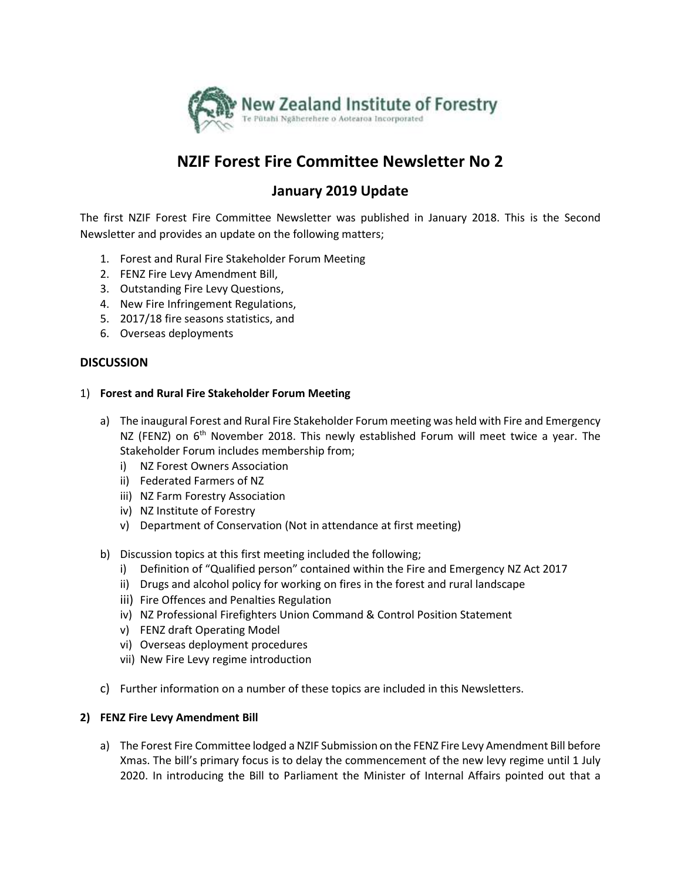# NZIF Forest Fire Committee Newsletter No 2

## January 2019 Update

The first NZIF Forest Fire Committee Newsletter was published in January 2018. This is the Second Newsletter and provides an update on the following matters;

1. Forest and Rural Fire Stakeholder Forum Meeting
2. FENZ Fire Levy Amendment Bill,
3. Outstanding Fire Levy Questions,
4. New Fire Infringement Regulations,
5. 2017/18 fire seasons statistics, and
6. Overseas deployments

### DISCUSSION

1) **Forest and Rural Fire Stakeholder Forum Meeting**

   a) The inaugural Forest and Rural Fire Stakeholder Forum meeting was held with Fire and Emergency NZ (FENZ) on 6th November 2018. This newly established Forum will meet twice a year. The Stakeholder Forum includes membership from;
      i) NZ Forest Owners Association
      ii) Federated Farmers of NZ
      iii) NZ Farm Forestry Association
      iv) NZ Institute of Forestry
      v) Department of Conservation (Not in attendance at first meeting)

   b) Discussion topics at this first meeting included the following;
      i) Definition of "Qualified person" contained within the Fire and Emergency NZ Act 2017
      ii) Drugs and alcohol policy for working on fires in the forest and rural landscape
      iii) Fire Offences and Penalties Regulation
      iv) NZ Professional Firefighters Union Command & Control Position Statement
      v) FENZ draft Operating Model
      vi) Overseas deployment procedures
      vii) New Fire Levy regime introduction

   c) Further information on a number of these topics are included in this Newsletters.

**2) FENZ Fire Levy Amendment Bill**

   a) The Forest Fire Committee lodged a NZIF Submission on the FENZ Fire Levy Amendment Bill before Xmas. The bill's primary focus is to delay the commencement of the new levy regime until 1 July 2020. In introducing the Bill to Parliament the Minister of Internal Affairs pointed out that a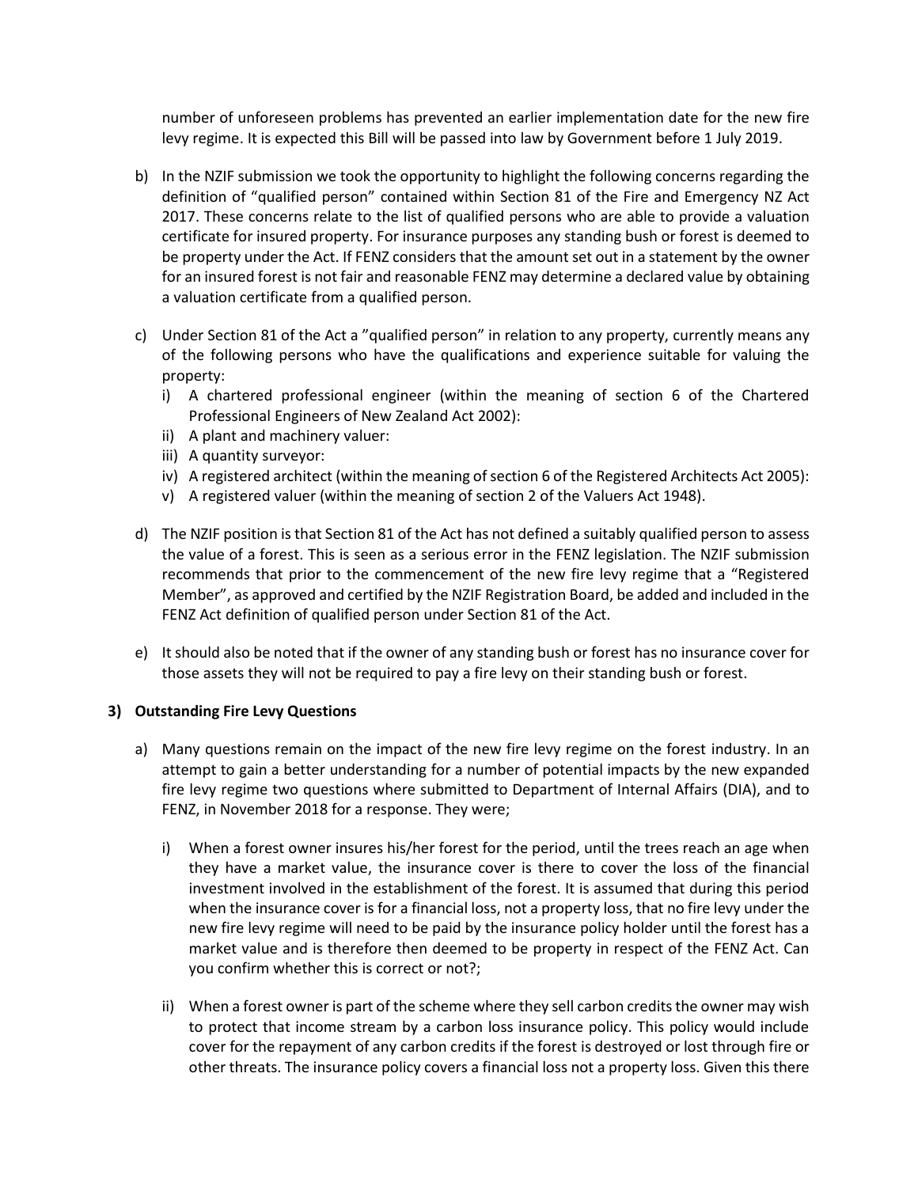number of unforeseen problems has prevented an earlier implementation date for the new fire levy regime. It is expected this Bill will be passed into law by Government before 1 July 2019.

b) In the NZIF submission we took the opportunity to highlight the following concerns regarding the definition of "qualified person" contained within Section 81 of the Fire and Emergency NZ Act 2017. These concerns relate to the list of qualified persons who are able to provide a valuation certificate for insured property. For insurance purposes any standing bush or forest is deemed to be property under the Act. If FENZ considers that the amount set out in a statement by the owner for an insured forest is not fair and reasonable FENZ may determine a declared value by obtaining a valuation certificate from a qualified person.

c) Under Section 81 of the Act a "qualified person" in relation to any property, currently means any of the following persons who have the qualifications and experience suitable for valuing the property:
   i) A chartered professional engineer (within the meaning of section 6 of the Chartered Professional Engineers of New Zealand Act 2002):
   ii) A plant and machinery valuer:
   iii) A quantity surveyor:
   iv) A registered architect (within the meaning of section 6 of the Registered Architects Act 2005):
   v) A registered valuer (within the meaning of section 2 of the Valuers Act 1948).

d) The NZIF position is that Section 81 of the Act has not defined a suitably qualified person to assess the value of a forest. This is seen as a serious error in the FENZ legislation. The NZIF submission recommends that prior to the commencement of the new fire levy regime that a "Registered Member", as approved and certified by the NZIF Registration Board, be added and included in the FENZ Act definition of qualified person under Section 81 of the Act.

e) It should also be noted that if the owner of any standing bush or forest has no insurance cover for those assets they will not be required to pay a fire levy on their standing bush or forest.

**3) Outstanding Fire Levy Questions**

a) Many questions remain on the impact of the new fire levy regime on the forest industry. In an attempt to gain a better understanding for a number of potential impacts by the new expanded fire levy regime two questions where submitted to Department of Internal Affairs (DIA), and to FENZ, in November 2018 for a response. They were;

   i) When a forest owner insures his/her forest for the period, until the trees reach an age when they have a market value, the insurance cover is there to cover the loss of the financial investment involved in the establishment of the forest. It is assumed that during this period when the insurance cover is for a financial loss, not a property loss, that no fire levy under the new fire levy regime will need to be paid by the insurance policy holder until the forest has a market value and is therefore then deemed to be property in respect of the FENZ Act. Can you confirm whether this is correct or not?;

   ii) When a forest owner is part of the scheme where they sell carbon credits the owner may wish to protect that income stream by a carbon loss insurance policy. This policy would include cover for the repayment of any carbon credits if the forest is destroyed or lost through fire or other threats. The insurance policy covers a financial loss not a property loss. Given this there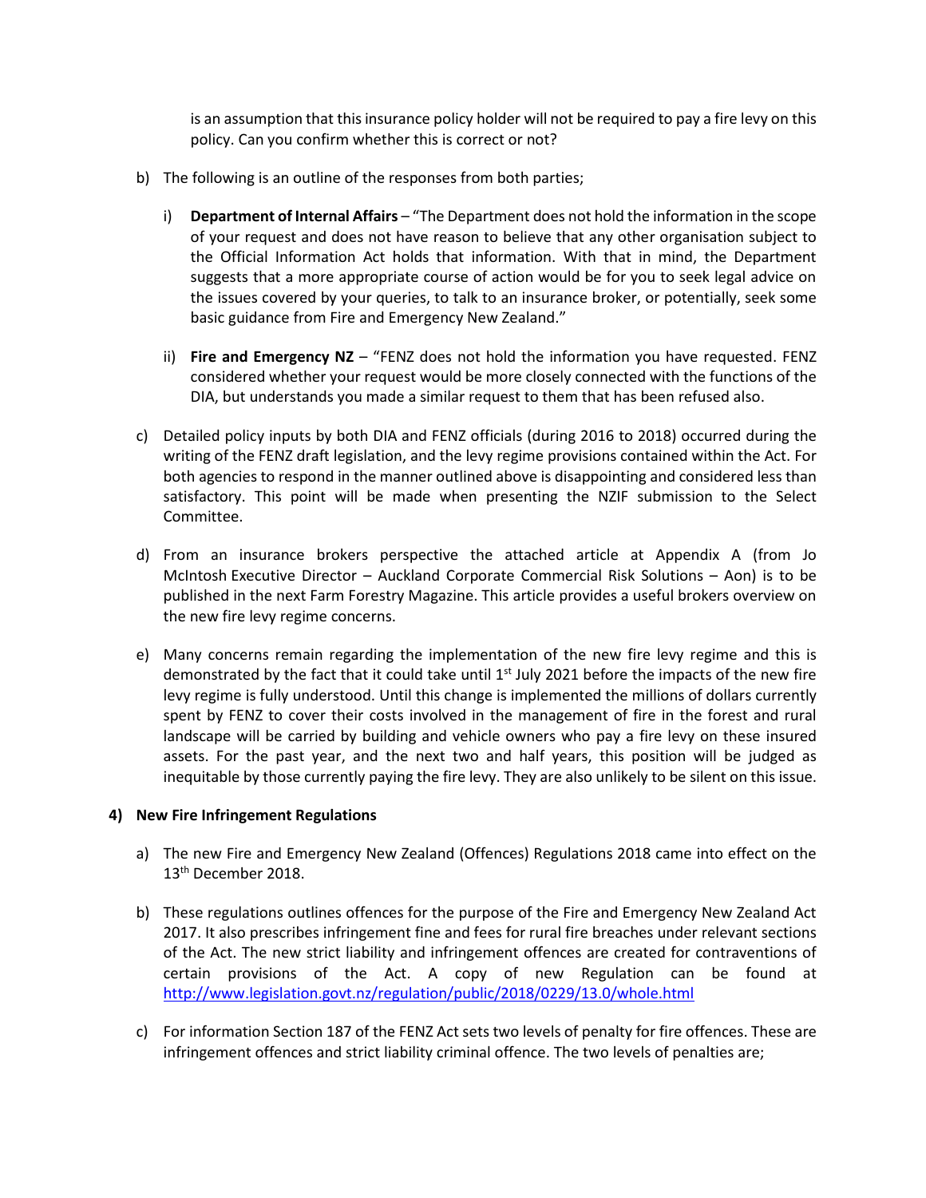is an assumption that this insurance policy holder will not be required to pay a fire levy on this policy. Can you confirm whether this is correct or not?

b) The following is an outline of the responses from both parties;

   i) **Department of Internal Affairs** – "The Department does not hold the information in the scope of your request and does not have reason to believe that any other organisation subject to the Official Information Act holds that information. With that in mind, the Department suggests that a more appropriate course of action would be for you to seek legal advice on the issues covered by your queries, to talk to an insurance broker, or potentially, seek some basic guidance from Fire and Emergency New Zealand."

   ii) **Fire and Emergency NZ** – "FENZ does not hold the information you have requested. FENZ considered whether your request would be more closely connected with the functions of the DIA, but understands you made a similar request to them that has been refused also.

c) Detailed policy inputs by both DIA and FENZ officials (during 2016 to 2018) occurred during the writing of the FENZ draft legislation, and the levy regime provisions contained within the Act. For both agencies to respond in the manner outlined above is disappointing and considered less than satisfactory. This point will be made when presenting the NZIF submission to the Select Committee.

d) From an insurance brokers perspective the attached article at Appendix A (from Jo McIntosh Executive Director – Auckland Corporate Commercial Risk Solutions – Aon) is to be published in the next Farm Forestry Magazine. This article provides a useful brokers overview on the new fire levy regime concerns.

e) Many concerns remain regarding the implementation of the new fire levy regime and this is demonstrated by the fact that it could take until 1st July 2021 before the impacts of the new fire levy regime is fully understood. Until this change is implemented the millions of dollars currently spent by FENZ to cover their costs involved in the management of fire in the forest and rural landscape will be carried by building and vehicle owners who pay a fire levy on these insured assets. For the past year, and the next two and half years, this position will be judged as inequitable by those currently paying the fire levy. They are also unlikely to be silent on this issue.

## 4) New Fire Infringement Regulations

a) The new Fire and Emergency New Zealand (Offences) Regulations 2018 came into effect on the 13th December 2018.

b) These regulations outlines offences for the purpose of the Fire and Emergency New Zealand Act 2017. It also prescribes infringement fine and fees for rural fire breaches under relevant sections of the Act. The new strict liability and infringement offences are created for contraventions of certain provisions of the Act. A copy of new Regulation can be found at http://www.legislation.govt.nz/regulation/public/2018/0229/13.0/whole.html

c) For information Section 187 of the FENZ Act sets two levels of penalty for fire offences. These are infringement offences and strict liability criminal offence. The two levels of penalties are;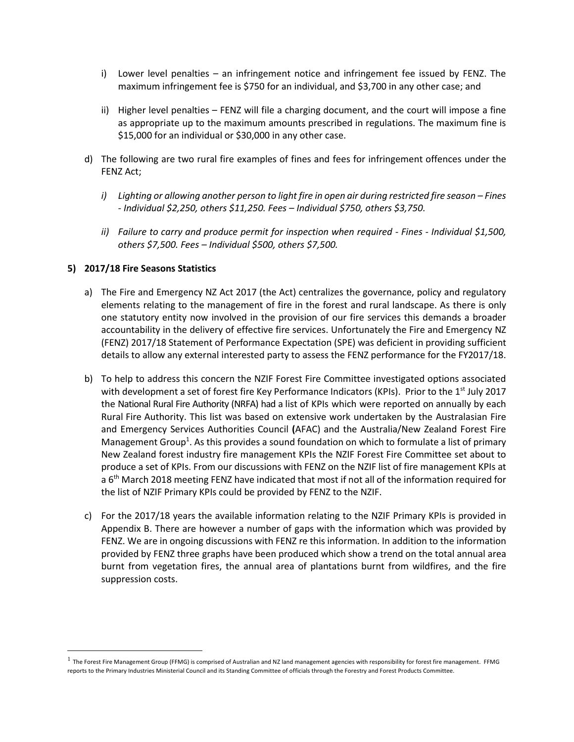i) Lower level penalties – an infringement notice and infringement fee issued by FENZ. The maximum infringement fee is $750 for an individual, and $3,700 in any other case; and

ii) Higher level penalties – FENZ will file a charging document, and the court will impose a fine as appropriate up to the maximum amounts prescribed in regulations. The maximum fine is $15,000 for an individual or $30,000 in any other case.

d) The following are two rural fire examples of fines and fees for infringement offences under the FENZ Act;

   *i) Lighting or allowing another person to light fire in open air during restricted fire season – Fines - Individual $2,250, others $11,250. Fees – Individual $750, others $3,750.*

   *ii) Failure to carry and produce permit for inspection when required - Fines - Individual $1,500, others $7,500. Fees – Individual $500, others $7,500.*

**5) 2017/18 Fire Seasons Statistics**

a) The Fire and Emergency NZ Act 2017 (the Act) centralizes the governance, policy and regulatory elements relating to the management of fire in the forest and rural landscape. As there is only one statutory entity now involved in the provision of our fire services this demands a broader accountability in the delivery of effective fire services. Unfortunately the Fire and Emergency NZ (FENZ) 2017/18 Statement of Performance Expectation (SPE) was deficient in providing sufficient details to allow any external interested party to assess the FENZ performance for the FY2017/18.

b) To help to address this concern the NZIF Forest Fire Committee investigated options associated with development a set of forest fire Key Performance Indicators (KPIs). Prior to the 1st July 2017 the National Rural Fire Authority (NRFA) had a list of KPIs which were reported on annually by each Rural Fire Authority. This list was based on extensive work undertaken by the Australasian Fire and Emergency Services Authorities Council **(**AFAC) and the Australia/New Zealand Forest Fire Management Group[1]. As this provides a sound foundation on which to formulate a list of primary New Zealand forest industry fire management KPIs the NZIF Forest Fire Committee set about to produce a set of KPIs. From our discussions with FENZ on the NZIF list of fire management KPIs at a 6th March 2018 meeting FENZ have indicated that most if not all of the information required for the list of NZIF Primary KPIs could be provided by FENZ to the NZIF.

c) For the 2017/18 years the available information relating to the NZIF Primary KPIs is provided in Appendix B. There are however a number of gaps with the information which was provided by FENZ. We are in ongoing discussions with FENZ re this information. In addition to the information provided by FENZ three graphs have been produced which show a trend on the total annual area burnt from vegetation fires, the annual area of plantations burnt from wildfires, and the fire suppression costs.

[1] The Forest Fire Management Group (FFMG) is comprised of Australian and NZ land management agencies with responsibility for forest fire management. FFMG reports to the Primary Industries Ministerial Council and its Standing Committee of officials through the Forestry and Forest Products Committee.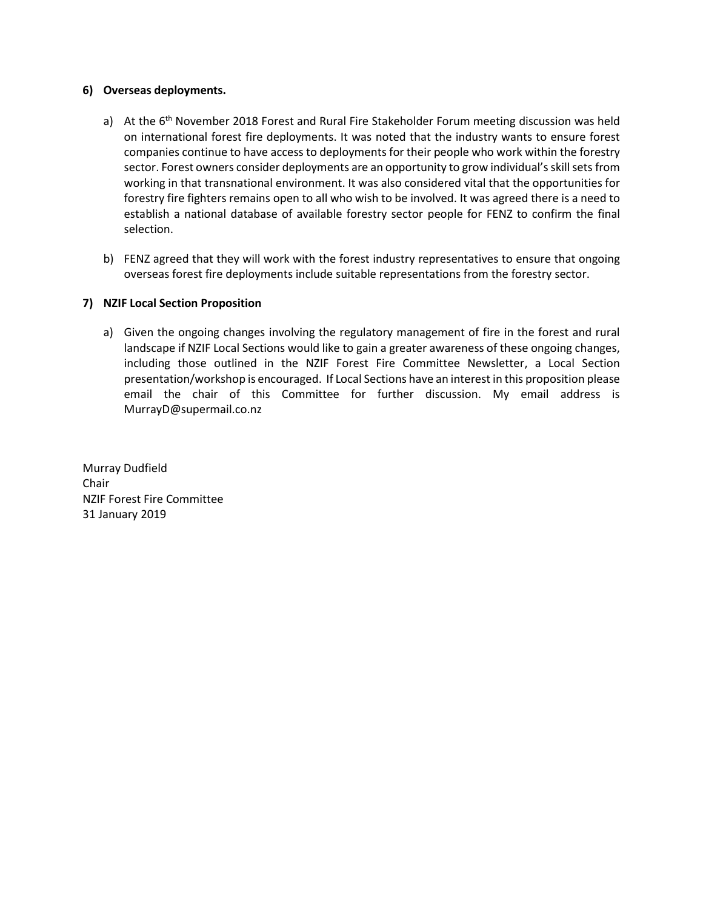**6) Overseas deployments.**

a) At the 6th November 2018 Forest and Rural Fire Stakeholder Forum meeting discussion was held on international forest fire deployments. It was noted that the industry wants to ensure forest companies continue to have access to deployments for their people who work within the forestry sector. Forest owners consider deployments are an opportunity to grow individual's skill sets from working in that transnational environment. It was also considered vital that the opportunities for forestry fire fighters remains open to all who wish to be involved. It was agreed there is a need to establish a national database of available forestry sector people for FENZ to confirm the final selection.

b) FENZ agreed that they will work with the forest industry representatives to ensure that ongoing overseas forest fire deployments include suitable representations from the forestry sector.

**7) NZIF Local Section Proposition**

a) Given the ongoing changes involving the regulatory management of fire in the forest and rural landscape if NZIF Local Sections would like to gain a greater awareness of these ongoing changes, including those outlined in the NZIF Forest Fire Committee Newsletter, a Local Section presentation/workshop is encouraged. If Local Sections have an interest in this proposition please email the chair of this Committee for further discussion. My email address is MurrayD@supermail.co.nz

Murray Dudfield
Chair
NZIF Forest Fire Committee
31 January 2019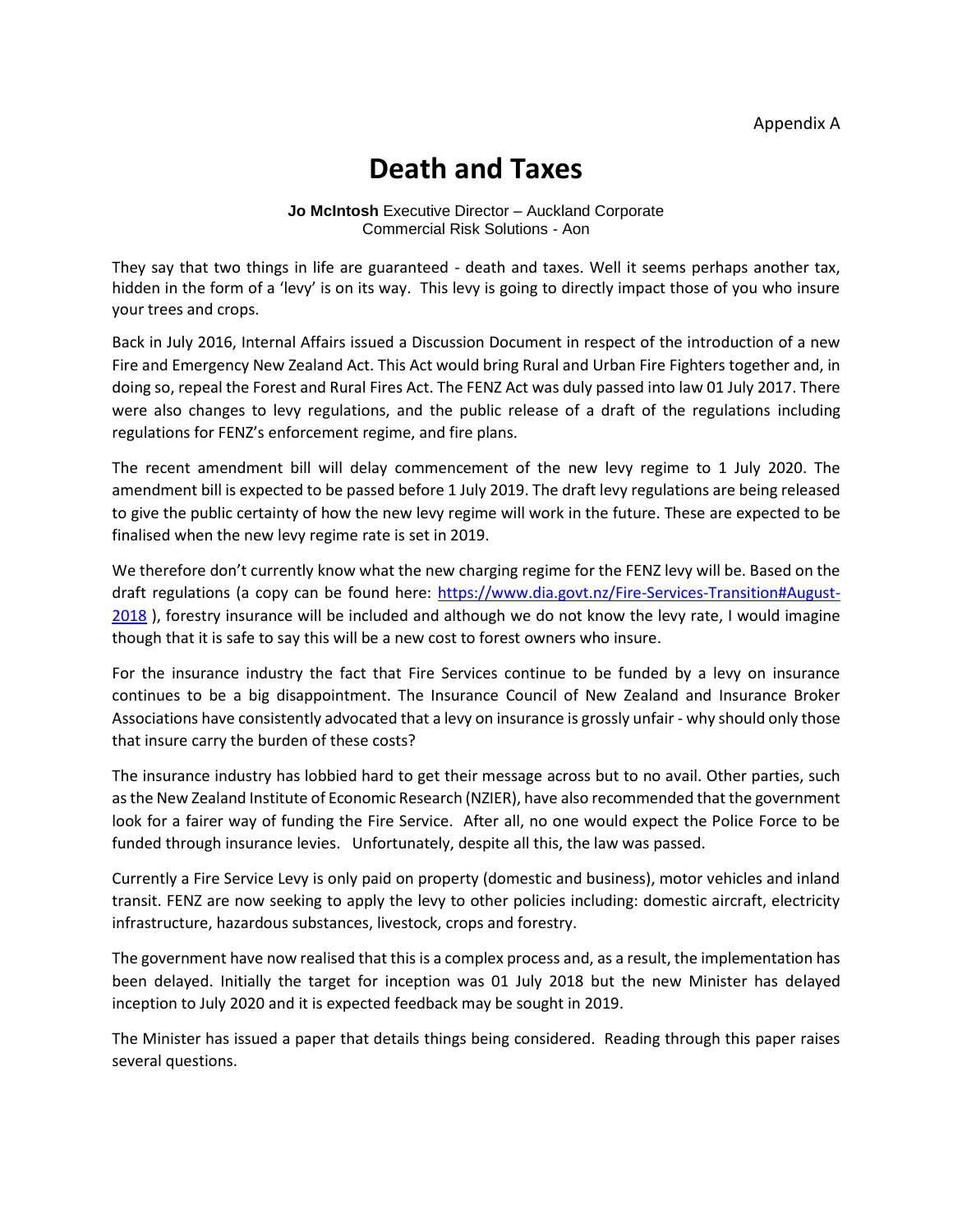Appendix A

# Death and Taxes

**Jo McIntosh** Executive Director – Auckland Corporate
Commercial Risk Solutions - Aon

They say that two things in life are guaranteed - death and taxes. Well it seems perhaps another tax, hidden in the form of a 'levy' is on its way. This levy is going to directly impact those of you who insure your trees and crops.

Back in July 2016, Internal Affairs issued a Discussion Document in respect of the introduction of a new Fire and Emergency New Zealand Act. This Act would bring Rural and Urban Fire Fighters together and, in doing so, repeal the Forest and Rural Fires Act. The FENZ Act was duly passed into law 01 July 2017. There were also changes to levy regulations, and the public release of a draft of the regulations including regulations for FENZ's enforcement regime, and fire plans.

The recent amendment bill will delay commencement of the new levy regime to 1 July 2020. The amendment bill is expected to be passed before 1 July 2019. The draft levy regulations are being released to give the public certainty of how the new levy regime will work in the future. These are expected to be finalised when the new levy regime rate is set in 2019.

We therefore don't currently know what the new charging regime for the FENZ levy will be. Based on the draft regulations (a copy can be found here: [https://www.dia.govt.nz/Fire-Services-Transition#August-2018](https://www.dia.govt.nz/Fire-Services-Transition#August-2018) ), forestry insurance will be included and although we do not know the levy rate, I would imagine though that it is safe to say this will be a new cost to forest owners who insure.

For the insurance industry the fact that Fire Services continue to be funded by a levy on insurance continues to be a big disappointment. The Insurance Council of New Zealand and Insurance Broker Associations have consistently advocated that a levy on insurance is grossly unfair - why should only those that insure carry the burden of these costs?

The insurance industry has lobbied hard to get their message across but to no avail. Other parties, such as the New Zealand Institute of Economic Research (NZIER), have also recommended that the government look for a fairer way of funding the Fire Service. After all, no one would expect the Police Force to be funded through insurance levies. Unfortunately, despite all this, the law was passed.

Currently a Fire Service Levy is only paid on property (domestic and business), motor vehicles and inland transit. FENZ are now seeking to apply the levy to other policies including: domestic aircraft, electricity infrastructure, hazardous substances, livestock, crops and forestry.

The government have now realised that this is a complex process and, as a result, the implementation has been delayed. Initially the target for inception was 01 July 2018 but the new Minister has delayed inception to July 2020 and it is expected feedback may be sought in 2019.

The Minister has issued a paper that details things being considered. Reading through this paper raises several questions.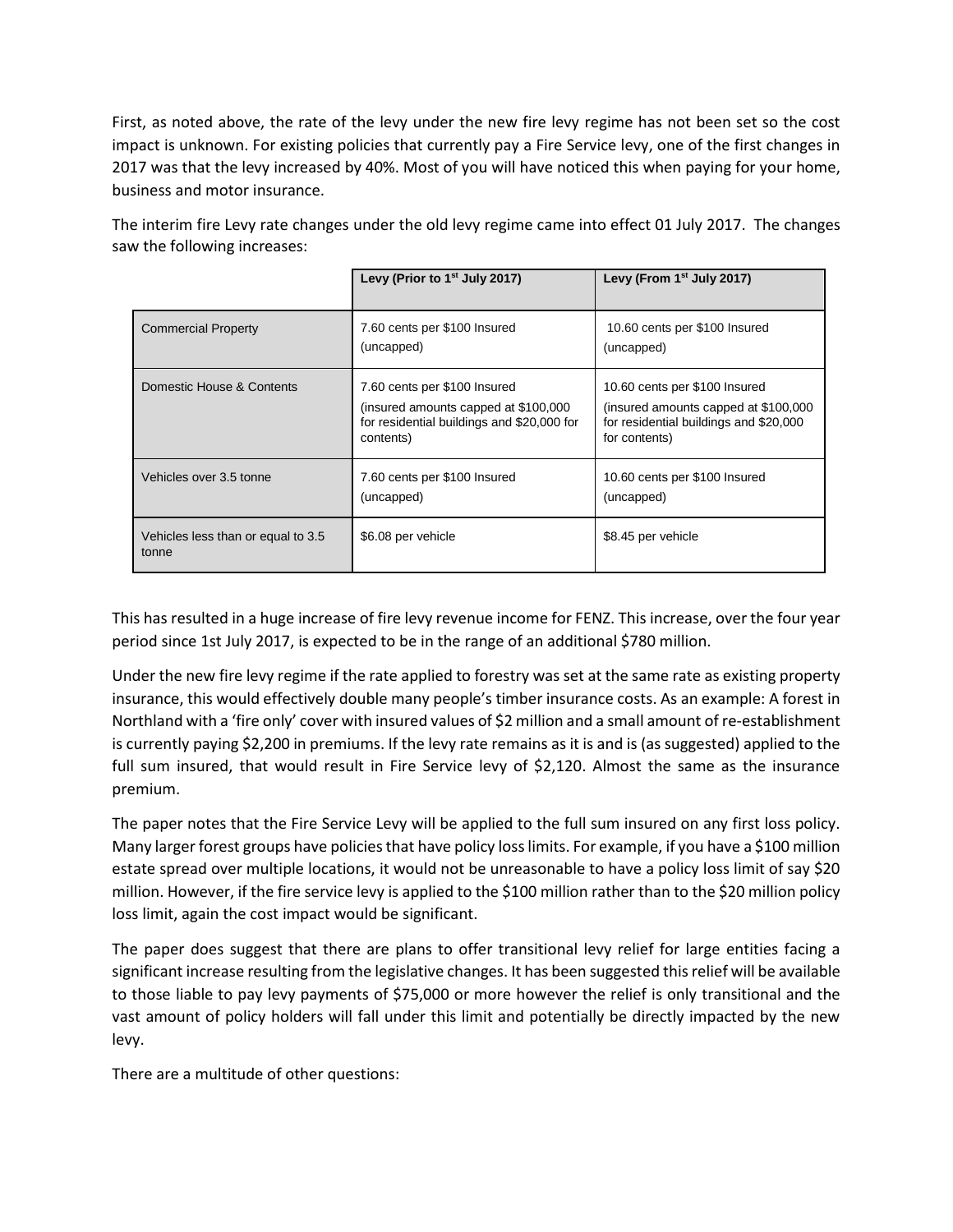First, as noted above, the rate of the levy under the new fire levy regime has not been set so the cost impact is unknown. For existing policies that currently pay a Fire Service levy, one of the first changes in 2017 was that the levy increased by 40%. Most of you will have noticed this when paying for your home, business and motor insurance.

The interim fire Levy rate changes under the old levy regime came into effect 01 July 2017. The changes saw the following increases:

| | Levy (Prior to 1st July 2017) | Levy (From 1st July 2017) |
|---|---|---|
| Commercial Property | 7.60 cents per $100 Insured (uncapped) | 10.60 cents per $100 Insured (uncapped) |
| Domestic House & Contents | 7.60 cents per $100 Insured (insured amounts capped at $100,000 for residential buildings and $20,000 for contents) | 10.60 cents per $100 Insured (insured amounts capped at $100,000 for residential buildings and $20,000 for contents) |
| Vehicles over 3.5 tonne | 7.60 cents per $100 Insured (uncapped) | 10.60 cents per $100 Insured (uncapped) |
| Vehicles less than or equal to 3.5 tonne | $6.08 per vehicle | $8.45 per vehicle |

This has resulted in a huge increase of fire levy revenue income for FENZ. This increase, over the four year period since 1st July 2017, is expected to be in the range of an additional $780 million.

Under the new fire levy regime if the rate applied to forestry was set at the same rate as existing property insurance, this would effectively double many people's timber insurance costs. As an example: A forest in Northland with a 'fire only' cover with insured values of $2 million and a small amount of re-establishment is currently paying $2,200 in premiums. If the levy rate remains as it is and is (as suggested) applied to the full sum insured, that would result in Fire Service levy of $2,120. Almost the same as the insurance premium.

The paper notes that the Fire Service Levy will be applied to the full sum insured on any first loss policy. Many larger forest groups have policies that have policy loss limits. For example, if you have a $100 million estate spread over multiple locations, it would not be unreasonable to have a policy loss limit of say $20 million. However, if the fire service levy is applied to the $100 million rather than to the $20 million policy loss limit, again the cost impact would be significant.

The paper does suggest that there are plans to offer transitional levy relief for large entities facing a significant increase resulting from the legislative changes. It has been suggested this relief will be available to those liable to pay levy payments of $75,000 or more however the relief is only transitional and the vast amount of policy holders will fall under this limit and potentially be directly impacted by the new levy.

There are a multitude of other questions: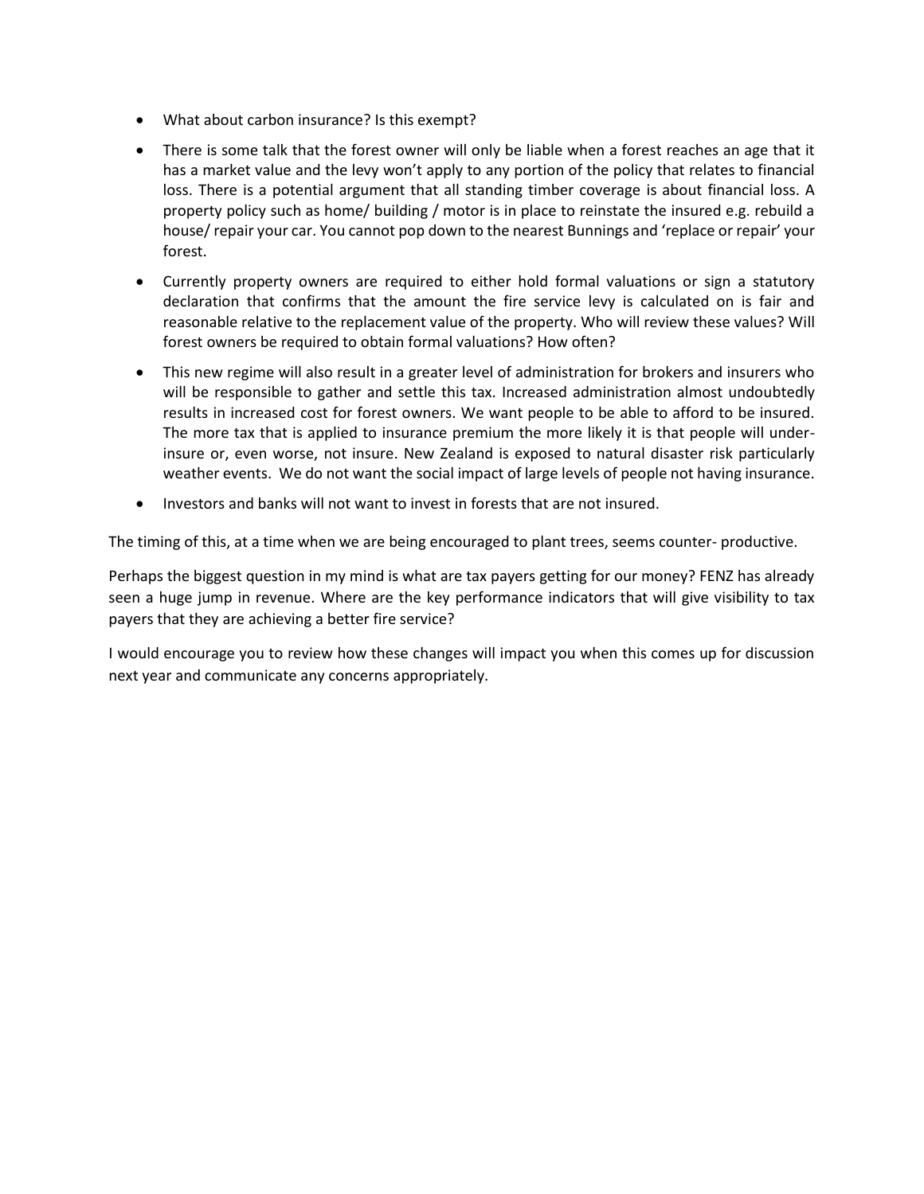- What about carbon insurance? Is this exempt?
- There is some talk that the forest owner will only be liable when a forest reaches an age that it has a market value and the levy won't apply to any portion of the policy that relates to financial loss. There is a potential argument that all standing timber coverage is about financial loss. A property policy such as home/ building / motor is in place to reinstate the insured e.g. rebuild a house/ repair your car. You cannot pop down to the nearest Bunnings and 'replace or repair' your forest.
- Currently property owners are required to either hold formal valuations or sign a statutory declaration that confirms that the amount the fire service levy is calculated on is fair and reasonable relative to the replacement value of the property. Who will review these values? Will forest owners be required to obtain formal valuations? How often?
- This new regime will also result in a greater level of administration for brokers and insurers who will be responsible to gather and settle this tax. Increased administration almost undoubtedly results in increased cost for forest owners. We want people to be able to afford to be insured. The more tax that is applied to insurance premium the more likely it is that people will under-insure or, even worse, not insure. New Zealand is exposed to natural disaster risk particularly weather events. We do not want the social impact of large levels of people not having insurance.
- Investors and banks will not want to invest in forests that are not insured.

The timing of this, at a time when we are being encouraged to plant trees, seems counter- productive.

Perhaps the biggest question in my mind is what are tax payers getting for our money? FENZ has already seen a huge jump in revenue. Where are the key performance indicators that will give visibility to tax payers that they are achieving a better fire service?

I would encourage you to review how these changes will impact you when this comes up for discussion next year and communicate any concerns appropriately.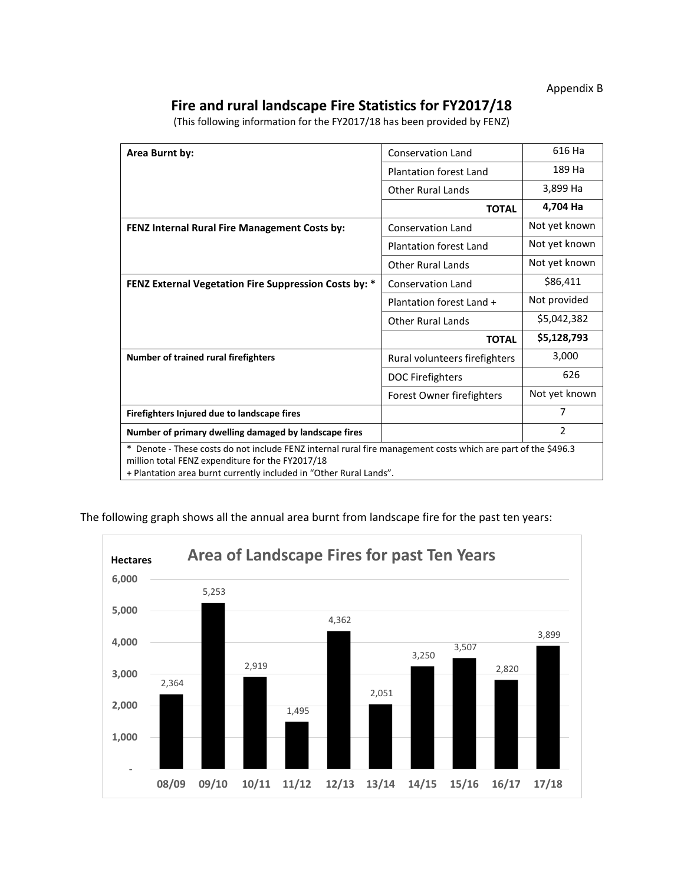Appendix B

# Fire and rural landscape Fire Statistics for FY2017/18

(This following information for the FY2017/18 has been provided by FENZ)

| | | |
|---|---|---|
| **Area Burnt by:** | Conservation Land | 616 Ha |
| | Plantation forest Land | 189 Ha |
| | Other Rural Lands | 3,899 Ha |
| | **TOTAL** | **4,704 Ha** |
| **FENZ Internal Rural Fire Management Costs by:** | Conservation Land | Not yet known |
| | Plantation forest Land | Not yet known |
| | Other Rural Lands | Not yet known |
| **FENZ External Vegetation Fire Suppression Costs by: *** | Conservation Land | $86,411 |
| | Plantation forest Land + | Not provided |
| | Other Rural Lands | $5,042,382 |
| | **TOTAL** | **$5,128,793** |
| **Number of trained rural firefighters** | Rural volunteers firefighters | 3,000 |
| | DOC Firefighters | 626 |
| | Forest Owner firefighters | Not yet known |
| **Firefighters Injured due to landscape fires** | | 7 |
| **Number of primary dwelling damaged by landscape fires** | | 2 |

* Denote - These costs do not include FENZ internal rural fire management costs which are part of the $496.3 million total FENZ expenditure for the FY2017/18
+ Plantation area burnt currently included in "Other Rural Lands".

The following graph shows all the annual area burnt from landscape fire for the past ten years:

**Area of Landscape Fires for past Ten Years**

| Year | Hectares |
|---|---|
| 08/09 | 2,364 |
| 09/10 | 5,253 |
| 10/11 | 2,919 |
| 11/12 | 1,495 |
| 12/13 | 4,362 |
| 13/14 | 2,051 |
| 14/15 | 3,250 |
| 15/16 | 3,507 |
| 16/17 | 2,820 |
| 17/18 | 3,899 |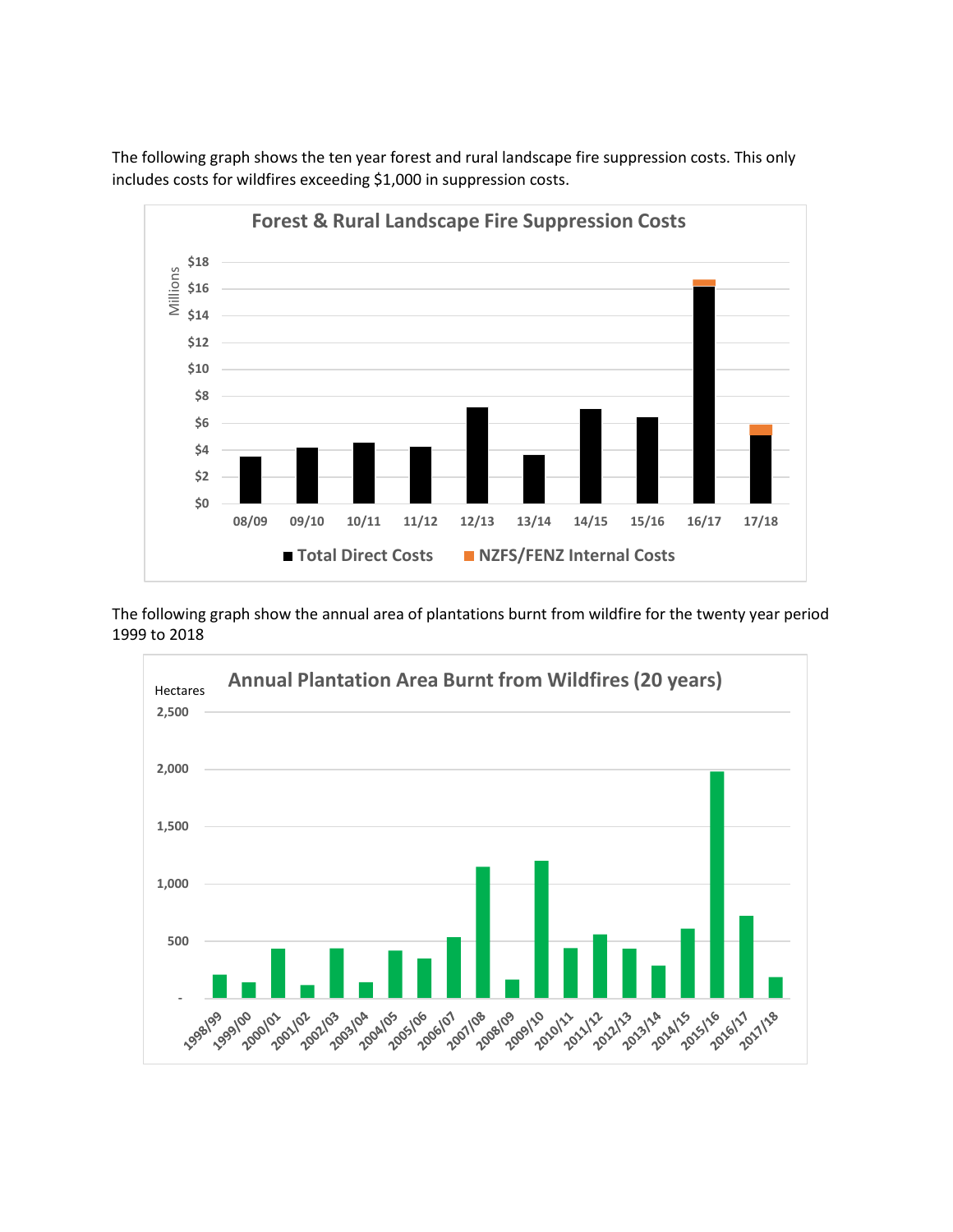The following graph shows the ten year forest and rural landscape fire suppression costs. This only includes costs for wildfires exceeding $1,000 in suppression costs.

Forest & Rural Landscape Fire Suppression Costs

Millions

$18
$16
$14
$12
$10
$8
$6
$4
$2
$0

08/09 09/10 10/11 11/12 12/13 13/14 14/15 15/16 16/17 17/18

Total Direct Costs
NZFS/FENZ Internal Costs

The following graph show the annual area of plantations burnt from wildfire for the twenty year period 1999 to 2018

Annual Plantation Area Burnt from Wildfires (20 years)

Hectares

2,500
2,000
1,500
1,000
500
-

1998/99 1999/00 2000/01 2001/02 2002/03 2003/04 2004/05 2005/06 2006/07 2007/08 2008/09 2009/10 2010/11 2011/12 2012/13 2013/14 2014/15 2015/16 2016/17 2017/18